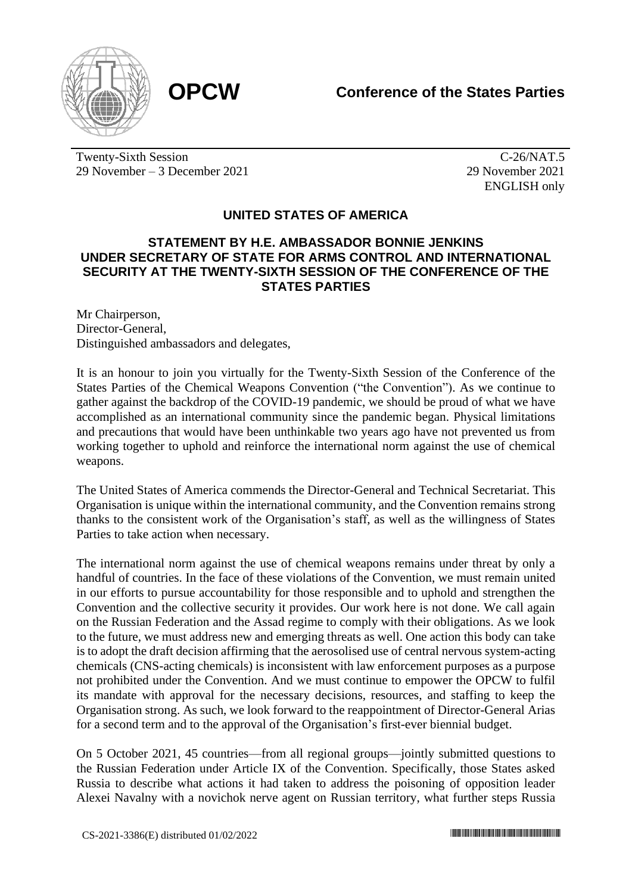**OPCW**

**Conference of the States Parties**

Twenty-Sixth Session
29 November – 3 December 2021

C-26/NAT.5
29 November 2021
ENGLISH only

## UNITED STATES OF AMERICA

### STATEMENT BY H.E. AMBASSADOR BONNIE JENKINS UNDER SECRETARY OF STATE FOR ARMS CONTROL AND INTERNATIONAL SECURITY AT THE TWENTY-SIXTH SESSION OF THE CONFERENCE OF THE STATES PARTIES

Mr Chairperson,
Director-General,
Distinguished ambassadors and delegates,

It is an honour to join you virtually for the Twenty-Sixth Session of the Conference of the States Parties of the Chemical Weapons Convention ("the Convention"). As we continue to gather against the backdrop of the COVID-19 pandemic, we should be proud of what we have accomplished as an international community since the pandemic began. Physical limitations and precautions that would have been unthinkable two years ago have not prevented us from working together to uphold and reinforce the international norm against the use of chemical weapons.

The United States of America commends the Director-General and Technical Secretariat. This Organisation is unique within the international community, and the Convention remains strong thanks to the consistent work of the Organisation's staff, as well as the willingness of States Parties to take action when necessary.

The international norm against the use of chemical weapons remains under threat by only a handful of countries. In the face of these violations of the Convention, we must remain united in our efforts to pursue accountability for those responsible and to uphold and strengthen the Convention and the collective security it provides. Our work here is not done. We call again on the Russian Federation and the Assad regime to comply with their obligations. As we look to the future, we must address new and emerging threats as well. One action this body can take is to adopt the draft decision affirming that the aerosolised use of central nervous system-acting chemicals (CNS-acting chemicals) is inconsistent with law enforcement purposes as a purpose not prohibited under the Convention. And we must continue to empower the OPCW to fulfil its mandate with approval for the necessary decisions, resources, and staffing to keep the Organisation strong. As such, we look forward to the reappointment of Director-General Arias for a second term and to the approval of the Organisation's first-ever biennial budget.

On 5 October 2021, 45 countries—from all regional groups—jointly submitted questions to the Russian Federation under Article IX of the Convention. Specifically, those States asked Russia to describe what actions it had taken to address the poisoning of opposition leader Alexei Navalny with a novichok nerve agent on Russian territory, what further steps Russia

CS-2021-3386(E) distributed 01/02/2022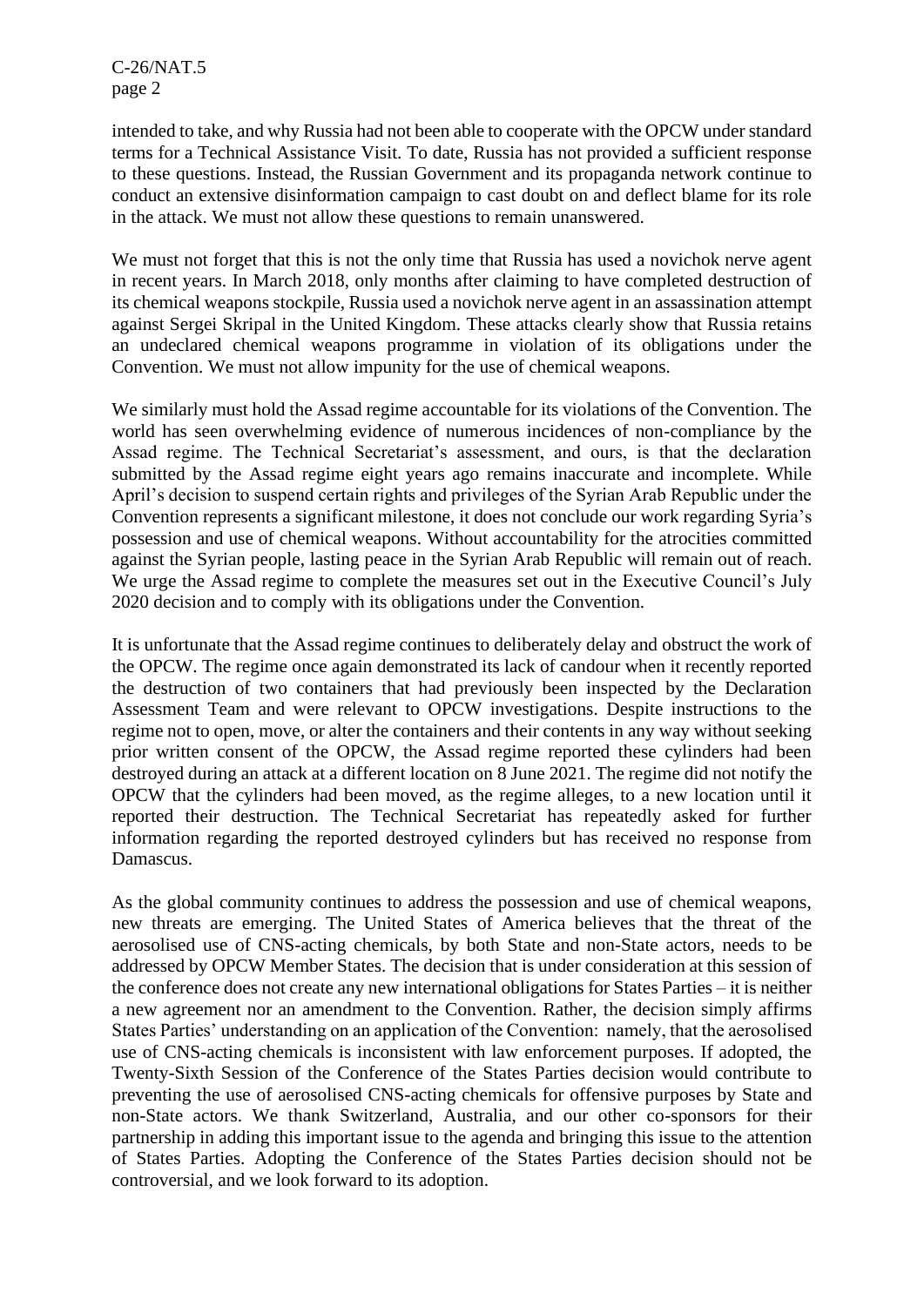intended to take, and why Russia had not been able to cooperate with the OPCW under standard terms for a Technical Assistance Visit. To date, Russia has not provided a sufficient response to these questions. Instead, the Russian Government and its propaganda network continue to conduct an extensive disinformation campaign to cast doubt on and deflect blame for its role in the attack. We must not allow these questions to remain unanswered.

We must not forget that this is not the only time that Russia has used a novichok nerve agent in recent years. In March 2018, only months after claiming to have completed destruction of its chemical weapons stockpile, Russia used a novichok nerve agent in an assassination attempt against Sergei Skripal in the United Kingdom. These attacks clearly show that Russia retains an undeclared chemical weapons programme in violation of its obligations under the Convention. We must not allow impunity for the use of chemical weapons.

We similarly must hold the Assad regime accountable for its violations of the Convention. The world has seen overwhelming evidence of numerous incidences of non-compliance by the Assad regime. The Technical Secretariat's assessment, and ours, is that the declaration submitted by the Assad regime eight years ago remains inaccurate and incomplete. While April's decision to suspend certain rights and privileges of the Syrian Arab Republic under the Convention represents a significant milestone, it does not conclude our work regarding Syria's possession and use of chemical weapons. Without accountability for the atrocities committed against the Syrian people, lasting peace in the Syrian Arab Republic will remain out of reach. We urge the Assad regime to complete the measures set out in the Executive Council's July 2020 decision and to comply with its obligations under the Convention.

It is unfortunate that the Assad regime continues to deliberately delay and obstruct the work of the OPCW. The regime once again demonstrated its lack of candour when it recently reported the destruction of two containers that had previously been inspected by the Declaration Assessment Team and were relevant to OPCW investigations. Despite instructions to the regime not to open, move, or alter the containers and their contents in any way without seeking prior written consent of the OPCW, the Assad regime reported these cylinders had been destroyed during an attack at a different location on 8 June 2021. The regime did not notify the OPCW that the cylinders had been moved, as the regime alleges, to a new location until it reported their destruction. The Technical Secretariat has repeatedly asked for further information regarding the reported destroyed cylinders but has received no response from Damascus.

As the global community continues to address the possession and use of chemical weapons, new threats are emerging. The United States of America believes that the threat of the aerosolised use of CNS-acting chemicals, by both State and non-State actors, needs to be addressed by OPCW Member States. The decision that is under consideration at this session of the conference does not create any new international obligations for States Parties – it is neither a new agreement nor an amendment to the Convention. Rather, the decision simply affirms States Parties' understanding on an application of the Convention: namely, that the aerosolised use of CNS-acting chemicals is inconsistent with law enforcement purposes. If adopted, the Twenty-Sixth Session of the Conference of the States Parties decision would contribute to preventing the use of aerosolised CNS-acting chemicals for offensive purposes by State and non-State actors. We thank Switzerland, Australia, and our other co-sponsors for their partnership in adding this important issue to the agenda and bringing this issue to the attention of States Parties. Adopting the Conference of the States Parties decision should not be controversial, and we look forward to its adoption.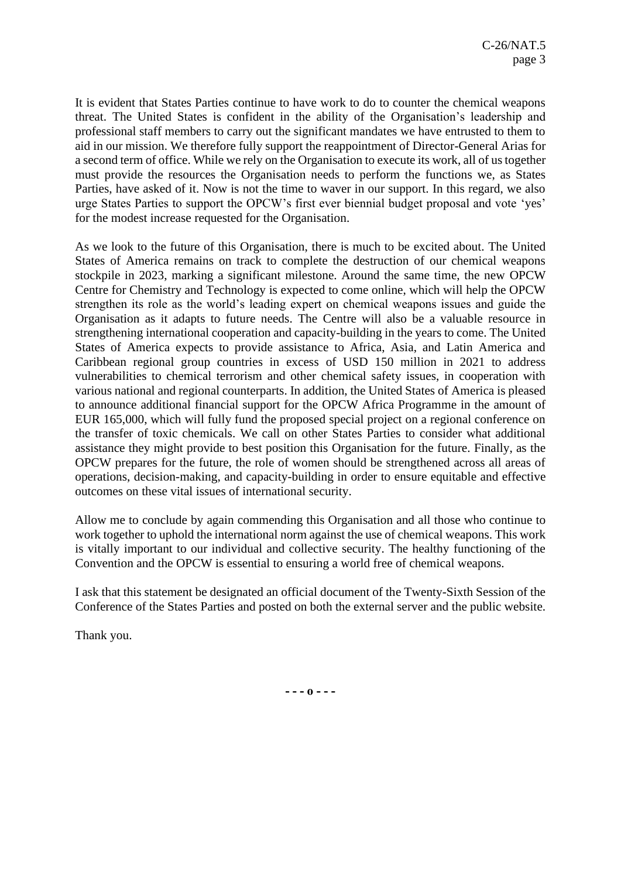It is evident that States Parties continue to have work to do to counter the chemical weapons threat. The United States is confident in the ability of the Organisation's leadership and professional staff members to carry out the significant mandates we have entrusted to them to aid in our mission. We therefore fully support the reappointment of Director-General Arias for a second term of office. While we rely on the Organisation to execute its work, all of us together must provide the resources the Organisation needs to perform the functions we, as States Parties, have asked of it. Now is not the time to waver in our support. In this regard, we also urge States Parties to support the OPCW's first ever biennial budget proposal and vote 'yes' for the modest increase requested for the Organisation.

As we look to the future of this Organisation, there is much to be excited about. The United States of America remains on track to complete the destruction of our chemical weapons stockpile in 2023, marking a significant milestone. Around the same time, the new OPCW Centre for Chemistry and Technology is expected to come online, which will help the OPCW strengthen its role as the world's leading expert on chemical weapons issues and guide the Organisation as it adapts to future needs. The Centre will also be a valuable resource in strengthening international cooperation and capacity-building in the years to come. The United States of America expects to provide assistance to Africa, Asia, and Latin America and Caribbean regional group countries in excess of USD 150 million in 2021 to address vulnerabilities to chemical terrorism and other chemical safety issues, in cooperation with various national and regional counterparts. In addition, the United States of America is pleased to announce additional financial support for the OPCW Africa Programme in the amount of EUR 165,000, which will fully fund the proposed special project on a regional conference on the transfer of toxic chemicals. We call on other States Parties to consider what additional assistance they might provide to best position this Organisation for the future. Finally, as the OPCW prepares for the future, the role of women should be strengthened across all areas of operations, decision-making, and capacity-building in order to ensure equitable and effective outcomes on these vital issues of international security.

Allow me to conclude by again commending this Organisation and all those who continue to work together to uphold the international norm against the use of chemical weapons. This work is vitally important to our individual and collective security. The healthy functioning of the Convention and the OPCW is essential to ensuring a world free of chemical weapons.

I ask that this statement be designated an official document of the Twenty-Sixth Session of the Conference of the States Parties and posted on both the external server and the public website.

Thank you.

- - - o - - -